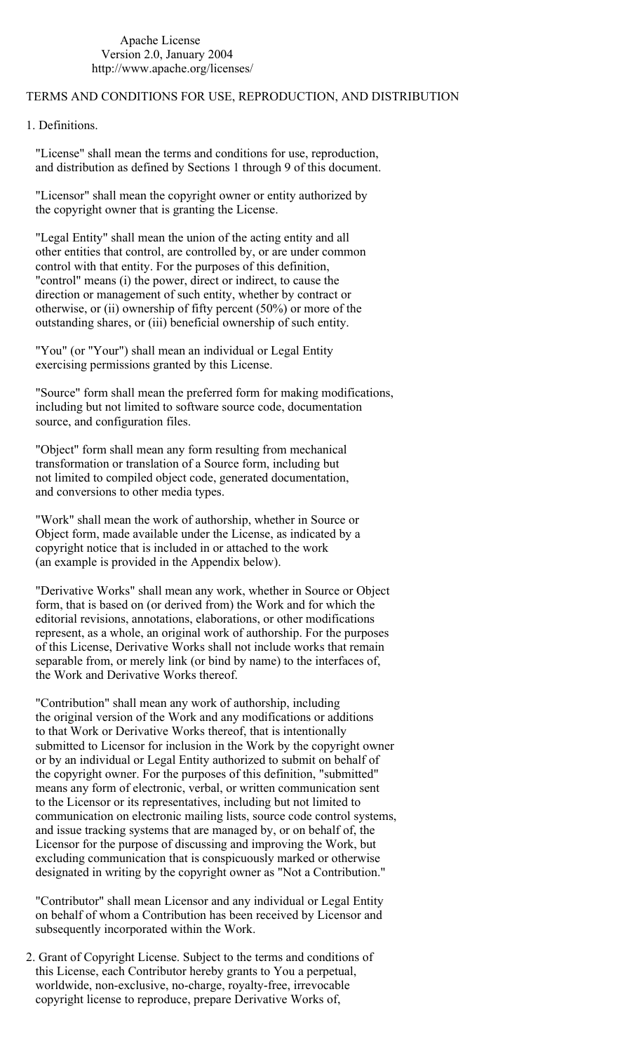Apache License
Version 2.0, January 2004
http://www.apache.org/licenses/

TERMS AND CONDITIONS FOR USE, REPRODUCTION, AND DISTRIBUTION

1. Definitions.

"License" shall mean the terms and conditions for use, reproduction, and distribution as defined by Sections 1 through 9 of this document.

"Licensor" shall mean the copyright owner or entity authorized by the copyright owner that is granting the License.

"Legal Entity" shall mean the union of the acting entity and all other entities that control, are controlled by, or are under common control with that entity. For the purposes of this definition, "control" means (i) the power, direct or indirect, to cause the direction or management of such entity, whether by contract or otherwise, or (ii) ownership of fifty percent (50%) or more of the outstanding shares, or (iii) beneficial ownership of such entity.

"You" (or "Your") shall mean an individual or Legal Entity exercising permissions granted by this License.

"Source" form shall mean the preferred form for making modifications, including but not limited to software source code, documentation source, and configuration files.

"Object" form shall mean any form resulting from mechanical transformation or translation of a Source form, including but not limited to compiled object code, generated documentation, and conversions to other media types.

"Work" shall mean the work of authorship, whether in Source or Object form, made available under the License, as indicated by a copyright notice that is included in or attached to the work (an example is provided in the Appendix below).

"Derivative Works" shall mean any work, whether in Source or Object form, that is based on (or derived from) the Work and for which the editorial revisions, annotations, elaborations, or other modifications represent, as a whole, an original work of authorship. For the purposes of this License, Derivative Works shall not include works that remain separable from, or merely link (or bind by name) to the interfaces of, the Work and Derivative Works thereof.

"Contribution" shall mean any work of authorship, including the original version of the Work and any modifications or additions to that Work or Derivative Works thereof, that is intentionally submitted to Licensor for inclusion in the Work by the copyright owner or by an individual or Legal Entity authorized to submit on behalf of the copyright owner. For the purposes of this definition, "submitted" means any form of electronic, verbal, or written communication sent to the Licensor or its representatives, including but not limited to communication on electronic mailing lists, source code control systems, and issue tracking systems that are managed by, or on behalf of, the Licensor for the purpose of discussing and improving the Work, but excluding communication that is conspicuously marked or otherwise designated in writing by the copyright owner as "Not a Contribution."

"Contributor" shall mean Licensor and any individual or Legal Entity on behalf of whom a Contribution has been received by Licensor and subsequently incorporated within the Work.

2. Grant of Copyright License. Subject to the terms and conditions of this License, each Contributor hereby grants to You a perpetual, worldwide, non-exclusive, no-charge, royalty-free, irrevocable copyright license to reproduce, prepare Derivative Works of,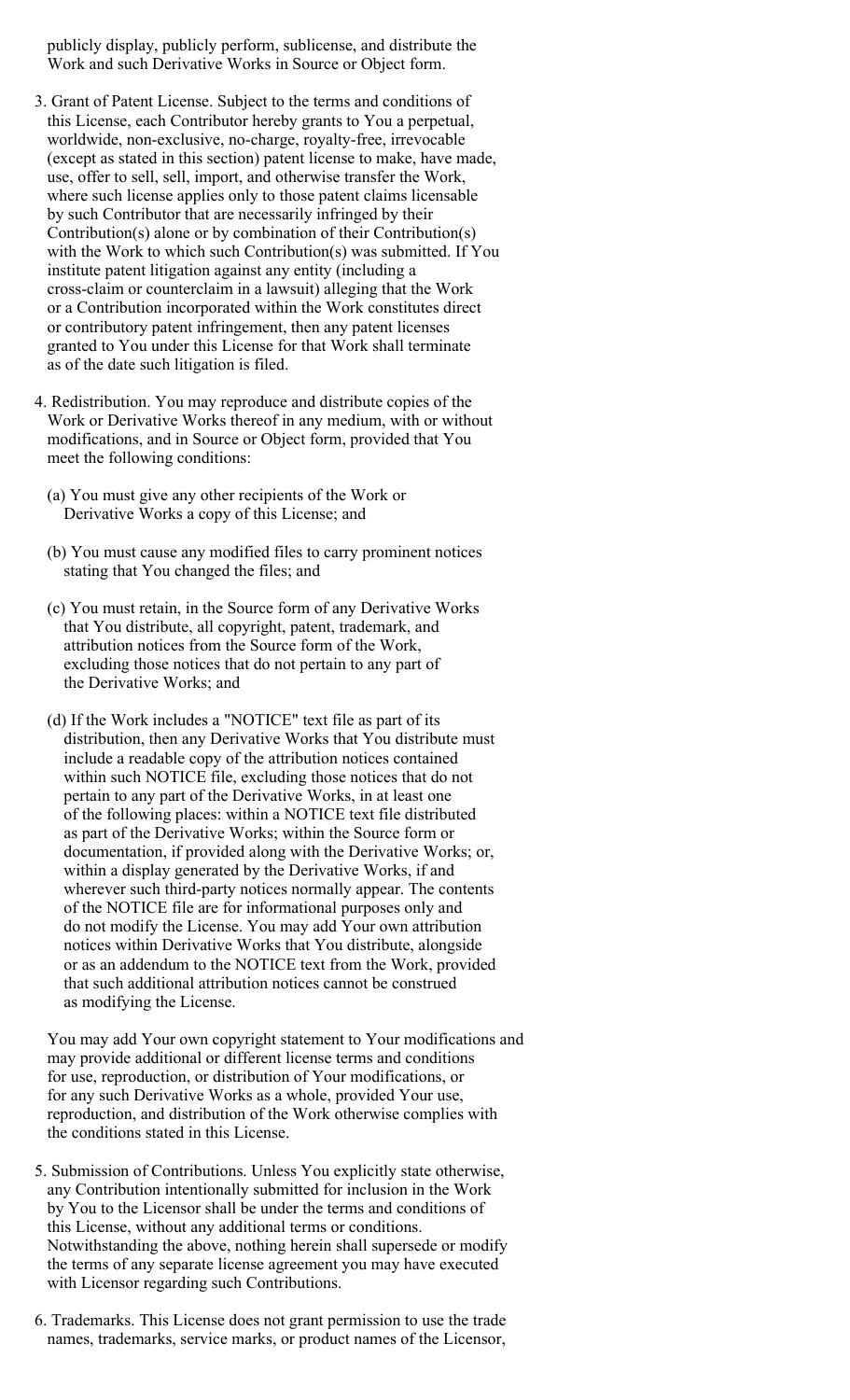publicly display, publicly perform, sublicense, and distribute the Work and such Derivative Works in Source or Object form.

3. Grant of Patent License. Subject to the terms and conditions of this License, each Contributor hereby grants to You a perpetual, worldwide, non-exclusive, no-charge, royalty-free, irrevocable (except as stated in this section) patent license to make, have made, use, offer to sell, sell, import, and otherwise transfer the Work, where such license applies only to those patent claims licensable by such Contributor that are necessarily infringed by their Contribution(s) alone or by combination of their Contribution(s) with the Work to which such Contribution(s) was submitted. If You institute patent litigation against any entity (including a cross-claim or counterclaim in a lawsuit) alleging that the Work or a Contribution incorporated within the Work constitutes direct or contributory patent infringement, then any patent licenses granted to You under this License for that Work shall terminate as of the date such litigation is filed.

4. Redistribution. You may reproduce and distribute copies of the Work or Derivative Works thereof in any medium, with or without modifications, and in Source or Object form, provided that You meet the following conditions:

   (a) You must give any other recipients of the Work or Derivative Works a copy of this License; and

   (b) You must cause any modified files to carry prominent notices stating that You changed the files; and

   (c) You must retain, in the Source form of any Derivative Works that You distribute, all copyright, patent, trademark, and attribution notices from the Source form of the Work, excluding those notices that do not pertain to any part of the Derivative Works; and

   (d) If the Work includes a "NOTICE" text file as part of its distribution, then any Derivative Works that You distribute must include a readable copy of the attribution notices contained within such NOTICE file, excluding those notices that do not pertain to any part of the Derivative Works, in at least one of the following places: within a NOTICE text file distributed as part of the Derivative Works; within the Source form or documentation, if provided along with the Derivative Works; or, within a display generated by the Derivative Works, if and wherever such third-party notices normally appear. The contents of the NOTICE file are for informational purposes only and do not modify the License. You may add Your own attribution notices within Derivative Works that You distribute, alongside or as an addendum to the NOTICE text from the Work, provided that such additional attribution notices cannot be construed as modifying the License.

   You may add Your own copyright statement to Your modifications and may provide additional or different license terms and conditions for use, reproduction, or distribution of Your modifications, or for any such Derivative Works as a whole, provided Your use, reproduction, and distribution of the Work otherwise complies with the conditions stated in this License.

5. Submission of Contributions. Unless You explicitly state otherwise, any Contribution intentionally submitted for inclusion in the Work by You to the Licensor shall be under the terms and conditions of this License, without any additional terms or conditions. Notwithstanding the above, nothing herein shall supersede or modify the terms of any separate license agreement you may have executed with Licensor regarding such Contributions.

6. Trademarks. This License does not grant permission to use the trade names, trademarks, service marks, or product names of the Licensor,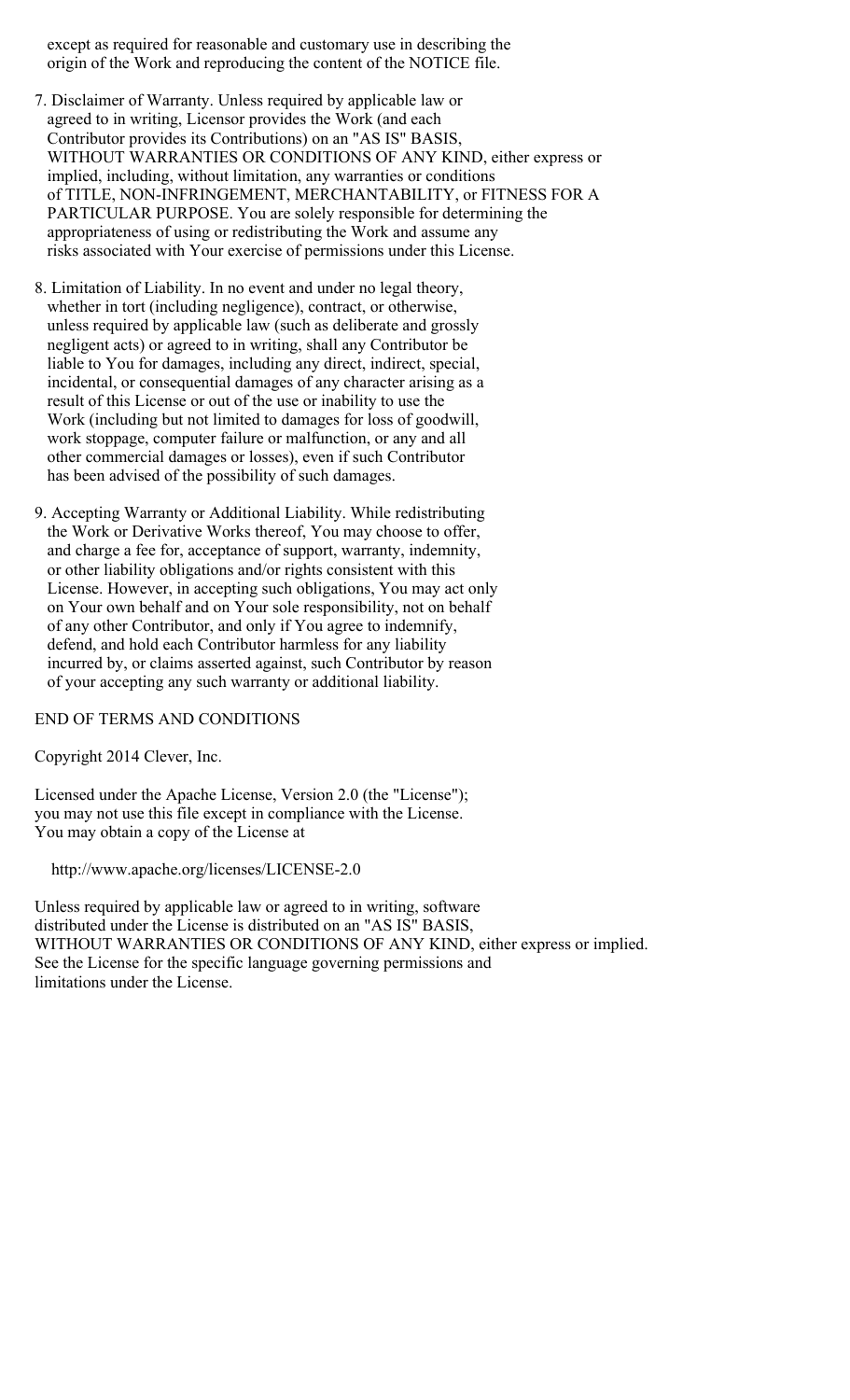except as required for reasonable and customary use in describing the origin of the Work and reproducing the content of the NOTICE file.

7. Disclaimer of Warranty. Unless required by applicable law or agreed to in writing, Licensor provides the Work (and each Contributor provides its Contributions) on an "AS IS" BASIS, WITHOUT WARRANTIES OR CONDITIONS OF ANY KIND, either express or implied, including, without limitation, any warranties or conditions of TITLE, NON-INFRINGEMENT, MERCHANTABILITY, or FITNESS FOR A PARTICULAR PURPOSE. You are solely responsible for determining the appropriateness of using or redistributing the Work and assume any risks associated with Your exercise of permissions under this License.

8. Limitation of Liability. In no event and under no legal theory, whether in tort (including negligence), contract, or otherwise, unless required by applicable law (such as deliberate and grossly negligent acts) or agreed to in writing, shall any Contributor be liable to You for damages, including any direct, indirect, special, incidental, or consequential damages of any character arising as a result of this License or out of the use or inability to use the Work (including but not limited to damages for loss of goodwill, work stoppage, computer failure or malfunction, or any and all other commercial damages or losses), even if such Contributor has been advised of the possibility of such damages.

9. Accepting Warranty or Additional Liability. While redistributing the Work or Derivative Works thereof, You may choose to offer, and charge a fee for, acceptance of support, warranty, indemnity, or other liability obligations and/or rights consistent with this License. However, in accepting such obligations, You may act only on Your own behalf and on Your sole responsibility, not on behalf of any other Contributor, and only if You agree to indemnify, defend, and hold each Contributor harmless for any liability incurred by, or claims asserted against, such Contributor by reason of your accepting any such warranty or additional liability.

END OF TERMS AND CONDITIONS

Copyright 2014 Clever, Inc.

Licensed under the Apache License, Version 2.0 (the "License"); you may not use this file except in compliance with the License. You may obtain a copy of the License at

http://www.apache.org/licenses/LICENSE-2.0

Unless required by applicable law or agreed to in writing, software distributed under the License is distributed on an "AS IS" BASIS, WITHOUT WARRANTIES OR CONDITIONS OF ANY KIND, either express or implied. See the License for the specific language governing permissions and limitations under the License.